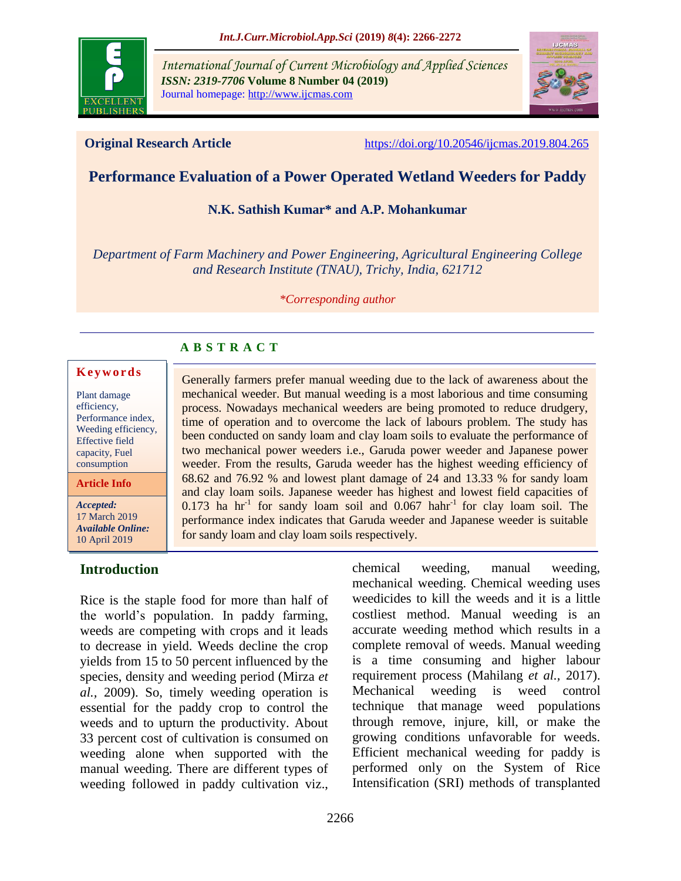*International Journal of Current Microbiology and Applied Sciences*
***ISSN: 2319-7706*** **Volume 8 Number 04 (2019)**
Journal homepage: http://www.ijcmas.com

**Original Research Article** https://doi.org/10.20546/ijcmas.2019.804.265

# Performance Evaluation of a Power Operated Wetland Weeders for Paddy

**N.K. Sathish Kumar\* and A.P. Mohankumar**

*Department of Farm Machinery and Power Engineering, Agricultural Engineering College and Research Institute (TNAU), Trichy, India, 621712*

*\*Corresponding author*

**Keywords**

Plant damage efficiency, Performance index, Weeding efficiency, Effective field capacity, Fuel consumption

**Article Info**

***Accepted:*** 17 March 2019
***Available Online:*** 10 April 2019

## ABSTRACT

Generally farmers prefer manual weeding due to the lack of awareness about the mechanical weeder. But manual weeding is a most laborious and time consuming process. Nowadays mechanical weeders are being promoted to reduce drudgery, time of operation and to overcome the lack of labours problem. The study has been conducted on sandy loam and clay loam soils to evaluate the performance of two mechanical power weeders i.e., Garuda power weeder and Japanese power weeder. From the results, Garuda weeder has the highest weeding efficiency of 68.62 and 76.92 % and lowest plant damage of 24 and 13.33 % for sandy loam and clay loam soils. Japanese weeder has highest and lowest field capacities of 0.173 ha $hr^{-1}$ for sandy loam soil and 0.067 $hahr^{-1}$ for clay loam soil. The performance index indicates that Garuda weeder and Japanese weeder is suitable for sandy loam and clay loam soils respectively.

## Introduction

Rice is the staple food for more than half of the world's population. In paddy farming, weeds are competing with crops and it leads to decrease in yield. Weeds decline the crop yields from 15 to 50 percent influenced by the species, density and weeding period (Mirza *et al.,* 2009). So, timely weeding operation is essential for the paddy crop to control the weeds and to upturn the productivity. About 33 percent cost of cultivation is consumed on weeding alone when supported with the manual weeding. There are different types of weeding followed in paddy cultivation viz., chemical weeding, manual weeding, mechanical weeding. Chemical weeding uses weedicides to kill the weeds and it is a little costliest method. Manual weeding is an accurate weeding method which results in a complete removal of weeds. Manual weeding is a time consuming and higher labour requirement process (Mahilang *et al.,* 2017). Mechanical weeding is weed control technique that manage weed populations through remove, injure, kill, or make the growing conditions unfavorable for weeds. Efficient mechanical weeding for paddy is performed only on the System of Rice Intensification (SRI) methods of transplanted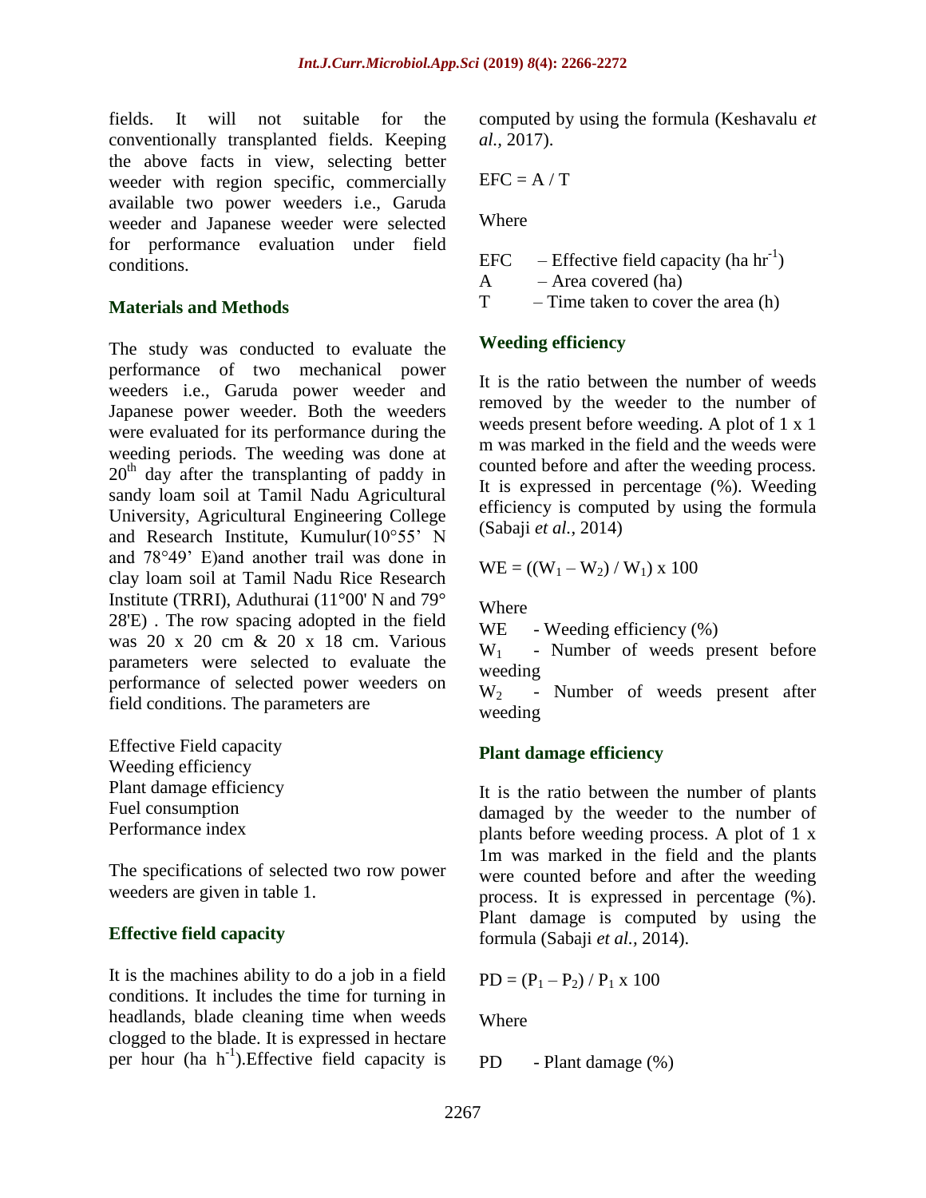fields. It will not suitable for the conventionally transplanted fields. Keeping the above facts in view, selecting better weeder with region specific, commercially available two power weeders i.e., Garuda weeder and Japanese weeder were selected for performance evaluation under field conditions.

## Materials and Methods

The study was conducted to evaluate the performance of two mechanical power weeders i.e., Garuda power weeder and Japanese power weeder. Both the weeders were evaluated for its performance during the weeding periods. The weeding was done at $20^{th}$ day after the transplanting of paddy in sandy loam soil at Tamil Nadu Agricultural University, Agricultural Engineering College and Research Institute, Kumulur(10°55' N and 78°49' E)and another trail was done in clay loam soil at Tamil Nadu Rice Research Institute (TRRI), Aduthurai (11°00' N and 79° 28'E) . The row spacing adopted in the field was 20 x 20 cm & 20 x 18 cm. Various parameters were selected to evaluate the performance of selected power weeders on field conditions. The parameters are

Effective Field capacity
Weeding efficiency
Plant damage efficiency
Fuel consumption
Performance index

The specifications of selected two row power weeders are given in table 1.

### Effective field capacity

It is the machines ability to do a job in a field conditions. It includes the time for turning in headlands, blade cleaning time when weeds clogged to the blade. It is expressed in hectare per hour (ha $h^{-1}$).Effective field capacity is computed by using the formula (Keshavalu *et al.,* 2017).

$$EFC = A / T$$

Where

EFC – Effective field capacity (ha $hr^{-1}$)
A – Area covered (ha)
T – Time taken to cover the area (h)

### Weeding efficiency

It is the ratio between the number of weeds removed by the weeder to the number of weeds present before weeding. A plot of 1 x 1 m was marked in the field and the weeds were counted before and after the weeding process. It is expressed in percentage (%). Weeding efficiency is computed by using the formula (Sabaji *et al.,* 2014)

$$WE = ((W_1 – W_2) / W_1) \times 100$$

Where
WE - Weeding efficiency (%)
$W_1$ - Number of weeds present before weeding
$W_2$ - Number of weeds present after weeding

### Plant damage efficiency

It is the ratio between the number of plants damaged by the weeder to the number of plants before weeding process. A plot of 1 x 1m was marked in the field and the plants were counted before and after the weeding process. It is expressed in percentage (%). Plant damage is computed by using the formula (Sabaji *et al.,* 2014).

$$PD = (P_1 – P_2) / P_1 \times 100$$

Where

PD - Plant damage (%)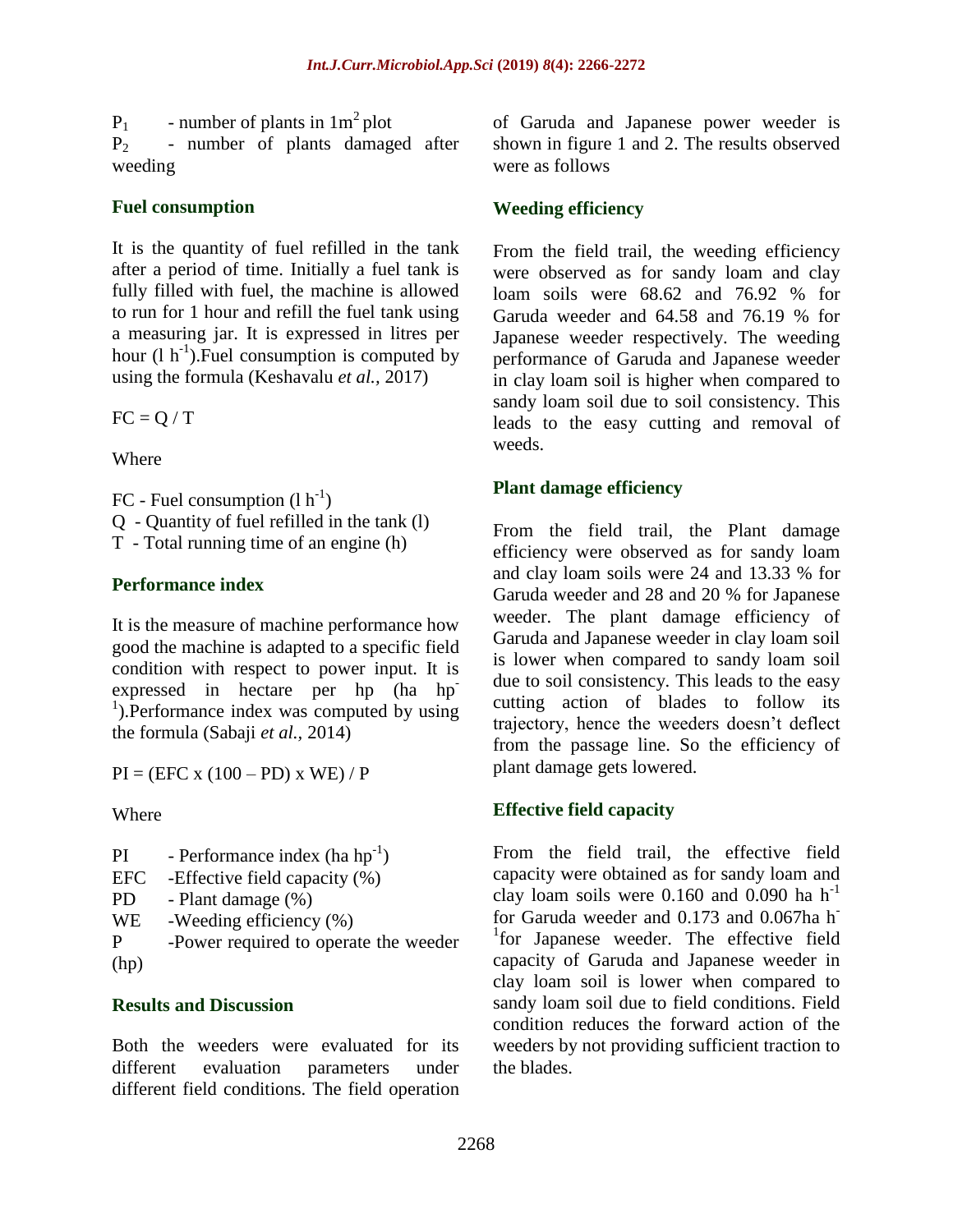$P_1$ - number of plants in $1m^2$ plot

$P_2$ - number of plants damaged after weeding

### Fuel consumption

It is the quantity of fuel refilled in the tank after a period of time. Initially a fuel tank is fully filled with fuel, the machine is allowed to run for 1 hour and refill the fuel tank using a measuring jar. It is expressed in litres per hour ($l\ h^{-1}$).Fuel consumption is computed by using the formula (Keshavalu *et al.,* 2017)

$$FC = Q / T$$

Where

FC - Fuel consumption ($l\ h^{-1}$)

Q - Quantity of fuel refilled in the tank (l)

T - Total running time of an engine (h)

### Performance index

It is the measure of machine performance how good the machine is adapted to a specific field condition with respect to power input. It is expressed in hectare per hp (ha $hp^{-1}$).Performance index was computed by using the formula (Sabaji *et al.,* 2014)

$$PI = (EFC \times (100 - PD) \times WE) / P$$

Where

PI - Performance index (ha $hp^{-1}$)

EFC - Effective field capacity (%)

PD - Plant damage (%)

WE - Weeding efficiency (%)

P - Power required to operate the weeder (hp)

## Results and Discussion

Both the weeders were evaluated for its different evaluation parameters under different field conditions. The field operation of Garuda and Japanese power weeder is shown in figure 1 and 2. The results observed were as follows

### Weeding efficiency

From the field trail, the weeding efficiency were observed as for sandy loam and clay loam soils were 68.62 and 76.92 % for Garuda weeder and 64.58 and 76.19 % for Japanese weeder respectively. The weeding performance of Garuda and Japanese weeder in clay loam soil is higher when compared to sandy loam soil due to soil consistency. This leads to the easy cutting and removal of weeds.

### Plant damage efficiency

From the field trail, the Plant damage efficiency were observed as for sandy loam and clay loam soils were 24 and 13.33 % for Garuda weeder and 28 and 20 % for Japanese weeder. The plant damage efficiency of Garuda and Japanese weeder in clay loam soil is lower when compared to sandy loam soil due to soil consistency. This leads to the easy cutting action of blades to follow its trajectory, hence the weeders doesn't deflect from the passage line. So the efficiency of plant damage gets lowered.

### Effective field capacity

From the field trail, the effective field capacity were obtained as for sandy loam and clay loam soils were 0.160 and 0.090 ha $h^{-1}$ for Garuda weeder and 0.173 and 0.067ha $h^{-1}$ for Japanese weeder. The effective field capacity of Garuda and Japanese weeder in clay loam soil is lower when compared to sandy loam soil due to field conditions. Field condition reduces the forward action of the weeders by not providing sufficient traction to the blades.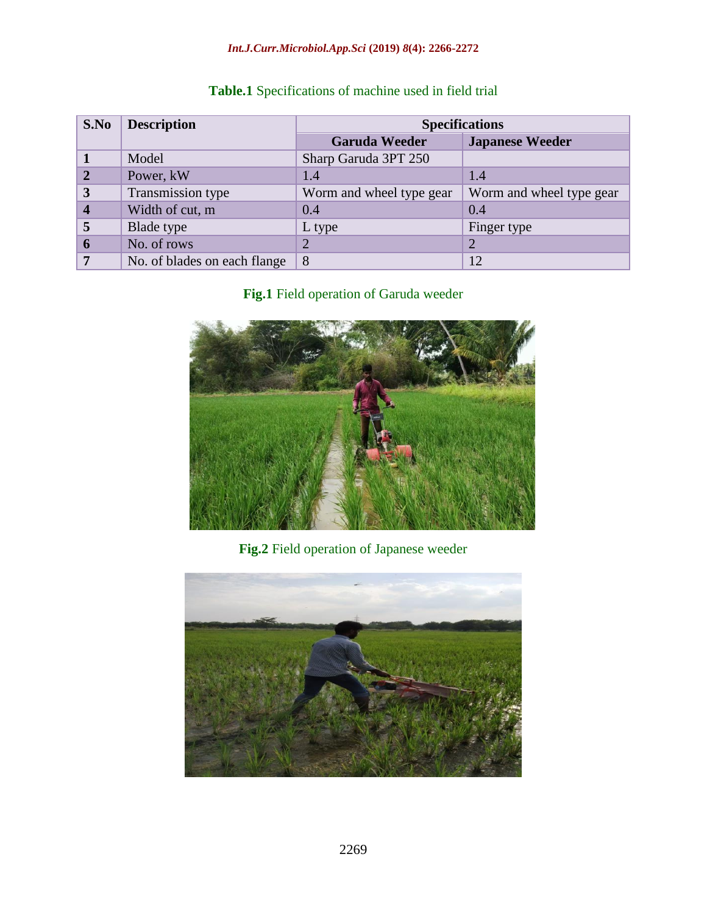**Table.1** Specifications of machine used in field trial

| S.No | Description | Specifications | |
|---|---|---|---|
| | | **Garuda Weeder** | **Japanese Weeder** |
| **1** | Model | Sharp Garuda 3PT 250 | |
| **2** | Power, kW | 1.4 | 1.4 |
| **3** | Transmission type | Worm and wheel type gear | Worm and wheel type gear |
| **4** | Width of cut, m | 0.4 | 0.4 |
| **5** | Blade type | L type | Finger type |
| **6** | No. of rows | 2 | 2 |
| **7** | No. of blades on each flange | 8 | 12 |

**Fig.1** Field operation of Garuda weeder

**Fig.2** Field operation of Japanese weeder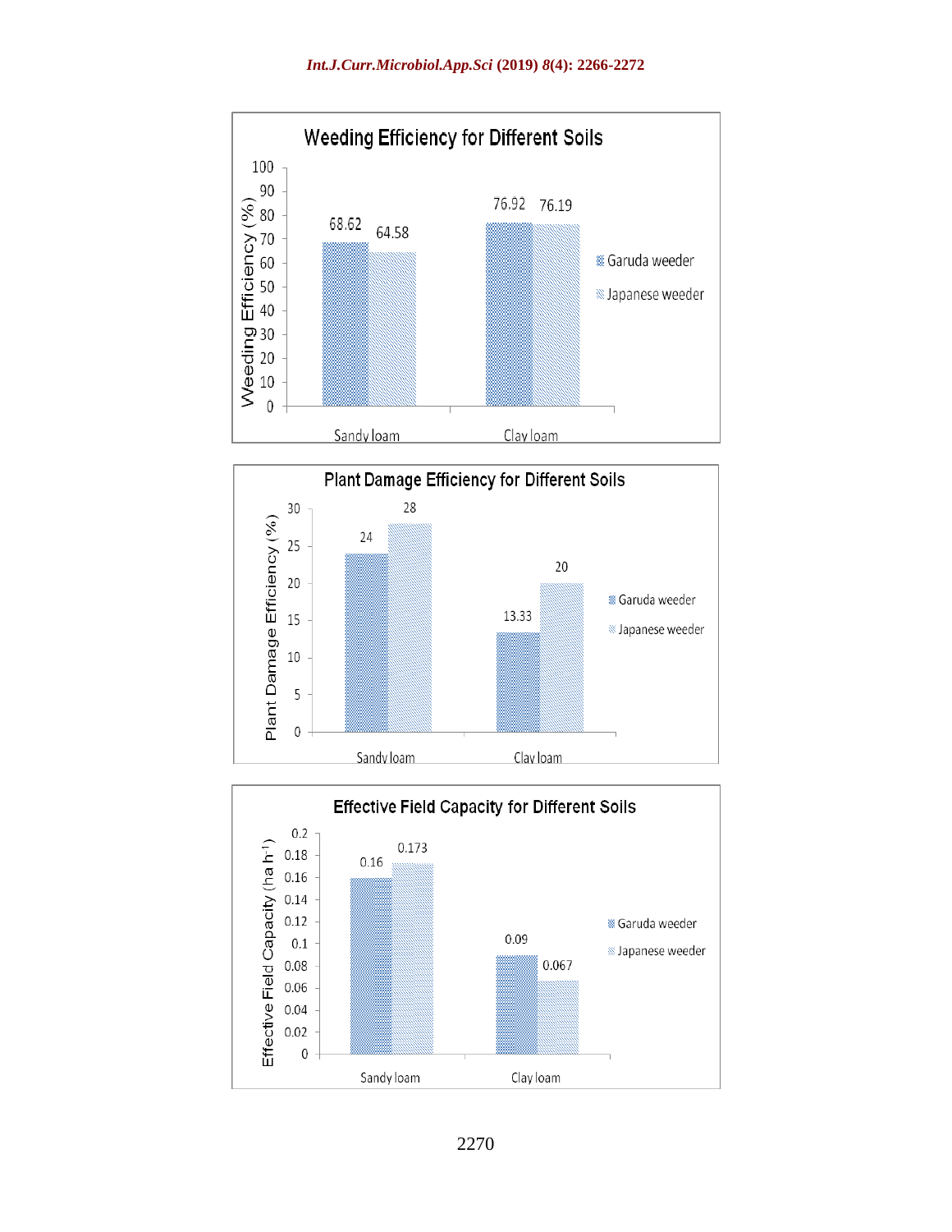**Weeding Efficiency for Different Soils**

| Soil | Garuda weeder | Japanese weeder |
|---|---|---|
| Sandy loam | 68.62 | 64.58 |
| Clay loam | 76.92 | 76.19 |

Weeding Efficiency (%)

**Plant Damage Efficiency for Different Soils**

| Soil | Garuda weeder | Japanese weeder |
|---|---|---|
| Sandy loam | 24 | 28 |
| Clay loam | 13.33 | 20 |

Plant Damage Efficiency (%)

**Effective Field Capacity for Different Soils**

| Soil | Garuda weeder | Japanese weeder |
|---|---|---|
| Sandy loam | 0.16 | 0.173 |
| Clay loam | 0.09 | 0.067 |

Effective Field Capacity (ha $h^{-1}$)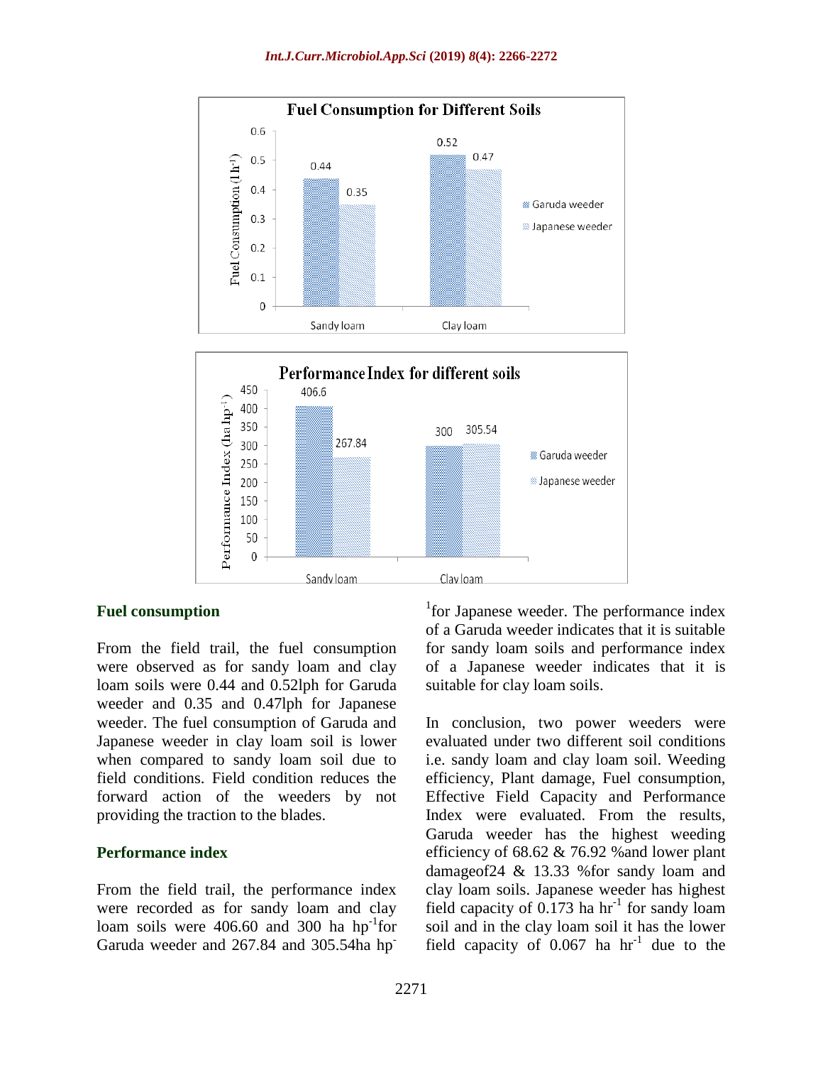## Fuel consumption

From the field trail, the fuel consumption were observed as for sandy loam and clay loam soils were 0.44 and 0.52lph for Garuda weeder and 0.35 and 0.47lph for Japanese weeder. The fuel consumption of Garuda and Japanese weeder in clay loam soil is lower when compared to sandy loam soil due to field conditions. Field condition reduces the forward action of the weeders by not providing the traction to the blades.

## Performance index

From the field trail, the performance index were recorded as for sandy loam and clay loam soils were 406.60 and 300 ha $hp^{-1}$for Garuda weeder and 267.84 and 305.54ha $hp^{-1}$for Japanese weeder. The performance index of a Garuda weeder indicates that it is suitable for sandy loam soils and performance index of a Japanese weeder indicates that it is suitable for clay loam soils.

In conclusion, two power weeders were evaluated under two different soil conditions i.e. sandy loam and clay loam soil. Weeding efficiency, Plant damage, Fuel consumption, Effective Field Capacity and Performance Index were evaluated. From the results, Garuda weeder has the highest weeding efficiency of 68.62 & 76.92 %and lower plant damageof24 & 13.33 %for sandy loam and clay loam soils. Japanese weeder has highest field capacity of 0.173 ha $hr^{-1}$ for sandy loam soil and in the clay loam soil it has the lower field capacity of 0.067 ha $hr^{-1}$ due to the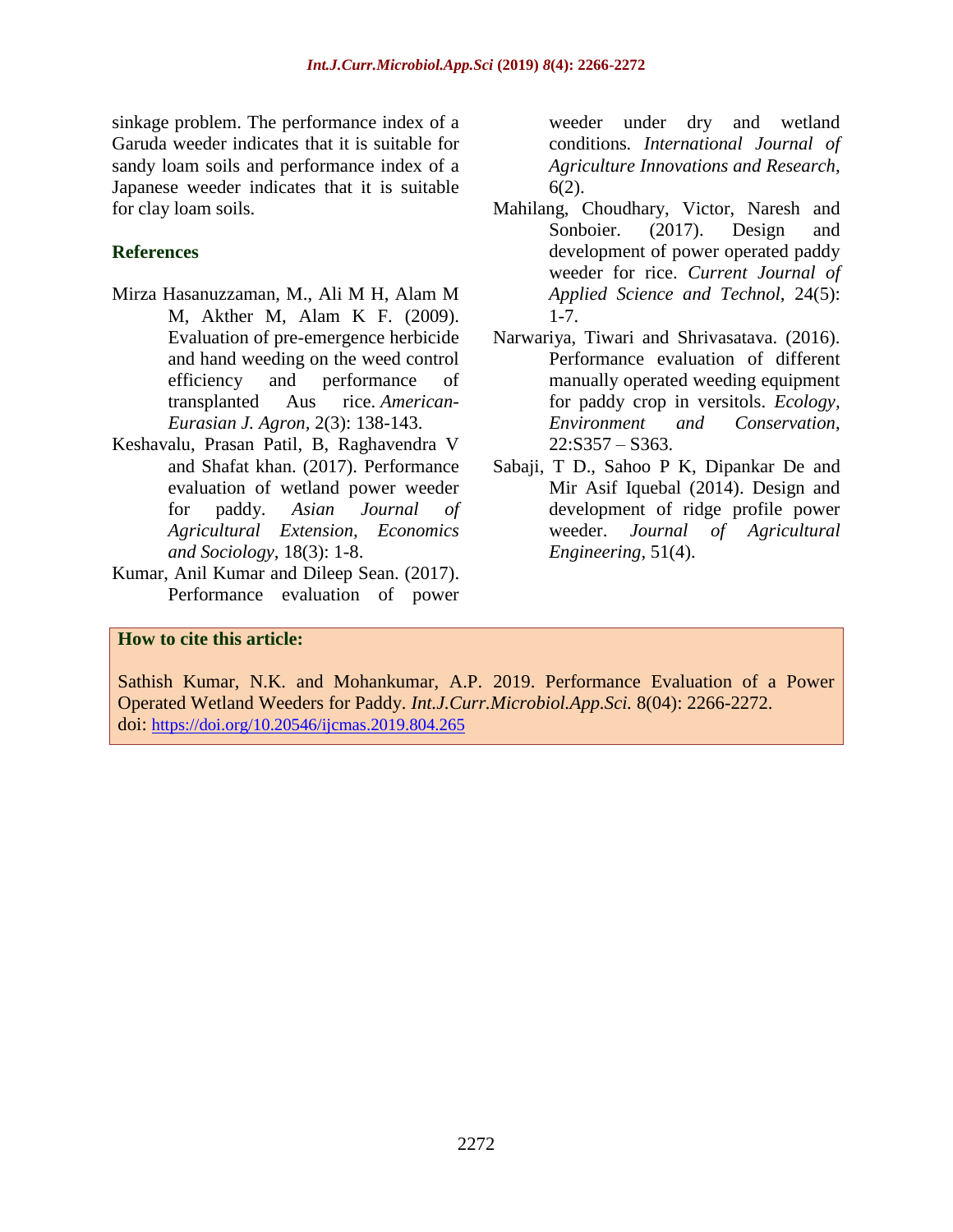sinkage problem. The performance index of a Garuda weeder indicates that it is suitable for sandy loam soils and performance index of a Japanese weeder indicates that it is suitable for clay loam soils.

## References

Mirza Hasanuzzaman, M., Ali M H, Alam M M, Akther M, Alam K F. (2009). Evaluation of pre-emergence herbicide and hand weeding on the weed control efficiency and performance of transplanted Aus rice. *American-Eurasian J. Agron,* 2(3): 138-143.

Keshavalu, Prasan Patil, B, Raghavendra V and Shafat khan. (2017). Performance evaluation of wetland power weeder for paddy. *Asian Journal of Agricultural Extension, Economics and Sociology*, 18(3): 1-8.

Kumar, Anil Kumar and Dileep Sean. (2017). Performance evaluation of power weeder under dry and wetland conditions. *International Journal of Agriculture Innovations and Research,* 6(2).

Mahilang, Choudhary, Victor, Naresh and Sonboier. (2017). Design and development of power operated paddy weeder for rice. *Current Journal of Applied Science and Technol,* 24(5): 1-7.

Narwariya, Tiwari and Shrivasatava. (2016). Performance evaluation of different manually operated weeding equipment for paddy crop in versitols. *Ecology, Environment and Conservation*, 22:S357 – S363.

Sabaji, T D., Sahoo P K, Dipankar De and Mir Asif Iquebal (2014). Design and development of ridge profile power weeder. *Journal of Agricultural Engineering,* 51(4).

**How to cite this article:**

Sathish Kumar, N.K. and Mohankumar, A.P. 2019. Performance Evaluation of a Power Operated Wetland Weeders for Paddy. *Int.J.Curr.Microbiol.App.Sci.* 8(04): 2266-2272. doi: https://doi.org/10.20546/ijcmas.2019.804.265